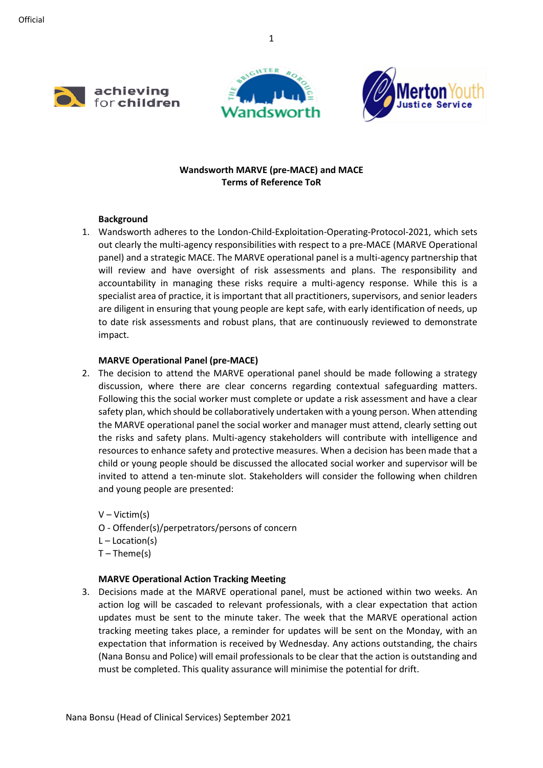# Wandsworth MARVE (pre-MACE) and MACE
## Terms of Reference ToR

### Background

1. Wandsworth adheres to the London-Child-Exploitation-Operating-Protocol-2021, which sets out clearly the multi-agency responsibilities with respect to a pre-MACE (MARVE Operational panel) and a strategic MACE. The MARVE operational panel is a multi-agency partnership that will review and have oversight of risk assessments and plans. The responsibility and accountability in managing these risks require a multi-agency response. While this is a specialist area of practice, it is important that all practitioners, supervisors, and senior leaders are diligent in ensuring that young people are kept safe, with early identification of needs, up to date risk assessments and robust plans, that are continuously reviewed to demonstrate impact.

### MARVE Operational Panel (pre-MACE)

2. The decision to attend the MARVE operational panel should be made following a strategy discussion, where there are clear concerns regarding contextual safeguarding matters. Following this the social worker must complete or update a risk assessment and have a clear safety plan, which should be collaboratively undertaken with a young person. When attending the MARVE operational panel the social worker and manager must attend, clearly setting out the risks and safety plans. Multi-agency stakeholders will contribute with intelligence and resources to enhance safety and protective measures. When a decision has been made that a child or young people should be discussed the allocated social worker and supervisor will be invited to attend a ten-minute slot. Stakeholders will consider the following when children and young people are presented:

V – Victim(s)
O - Offender(s)/perpetrators/persons of concern
L – Location(s)
T – Theme(s)

### MARVE Operational Action Tracking Meeting

3. Decisions made at the MARVE operational panel, must be actioned within two weeks. An action log will be cascaded to relevant professionals, with a clear expectation that action updates must be sent to the minute taker. The week that the MARVE operational action tracking meeting takes place, a reminder for updates will be sent on the Monday, with an expectation that information is received by Wednesday. Any actions outstanding, the chairs (Nana Bonsu and Police) will email professionals to be clear that the action is outstanding and must be completed. This quality assurance will minimise the potential for drift.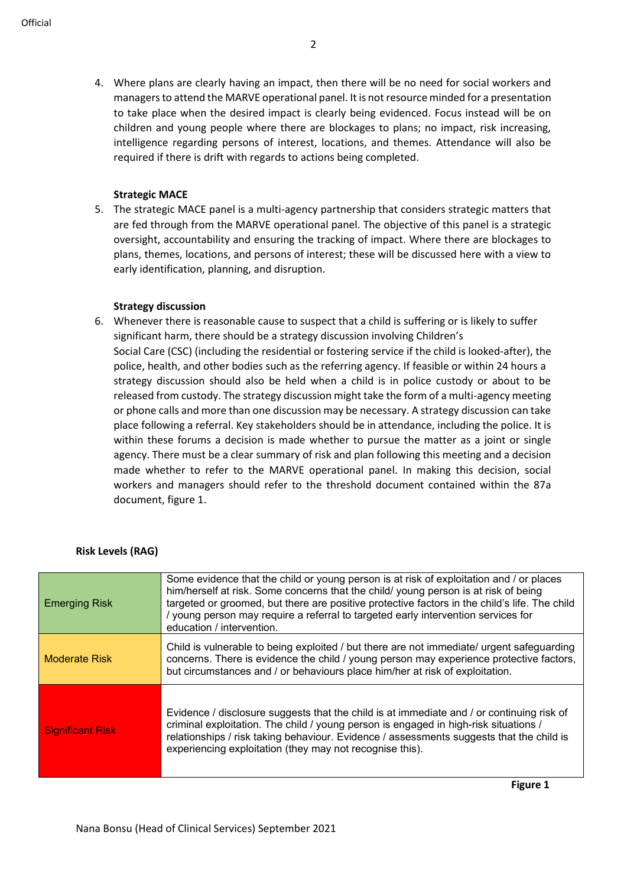4. Where plans are clearly having an impact, then there will be no need for social workers and managers to attend the MARVE operational panel. It is not resource minded for a presentation to take place when the desired impact is clearly being evidenced. Focus instead will be on children and young people where there are blockages to plans; no impact, risk increasing, intelligence regarding persons of interest, locations, and themes. Attendance will also be required if there is drift with regards to actions being completed.

**Strategic MACE**

5. The strategic MACE panel is a multi-agency partnership that considers strategic matters that are fed through from the MARVE operational panel. The objective of this panel is a strategic oversight, accountability and ensuring the tracking of impact. Where there are blockages to plans, themes, locations, and persons of interest; these will be discussed here with a view to early identification, planning, and disruption.

**Strategy discussion**

6. Whenever there is reasonable cause to suspect that a child is suffering or is likely to suffer significant harm, there should be a strategy discussion involving Children's Social Care (CSC) (including the residential or fostering service if the child is looked-after), the police, health, and other bodies such as the referring agency. If feasible or within 24 hours a strategy discussion should also be held when a child is in police custody or about to be released from custody. The strategy discussion might take the form of a multi-agency meeting or phone calls and more than one discussion may be necessary. A strategy discussion can take place following a referral. Key stakeholders should be in attendance, including the police. It is within these forums a decision is made whether to pursue the matter as a joint or single agency. There must be a clear summary of risk and plan following this meeting and a decision made whether to refer to the MARVE operational panel. In making this decision, social workers and managers should refer to the threshold document contained within the 87a document, figure 1.

**Risk Levels (RAG)**

| | |
|---|---|
| Emerging Risk | Some evidence that the child or young person is at risk of exploitation and / or places him/herself at risk. Some concerns that the child/ young person is at risk of being targeted or groomed, but there are positive protective factors in the child's life. The child / young person may require a referral to targeted early intervention services for education / intervention. |
| Moderate Risk | Child is vulnerable to being exploited / but there are not immediate/ urgent safeguarding concerns. There is evidence the child / young person may experience protective factors, but circumstances and / or behaviours place him/her at risk of exploitation. |
| Significant Risk | Evidence / disclosure suggests that the child is at immediate and / or continuing risk of criminal exploitation. The child / young person is engaged in high-risk situations / relationships / risk taking behaviour. Evidence / assessments suggests that the child is experiencing exploitation (they may not recognise this). |

**Figure 1**

Nana Bonsu (Head of Clinical Services) September 2021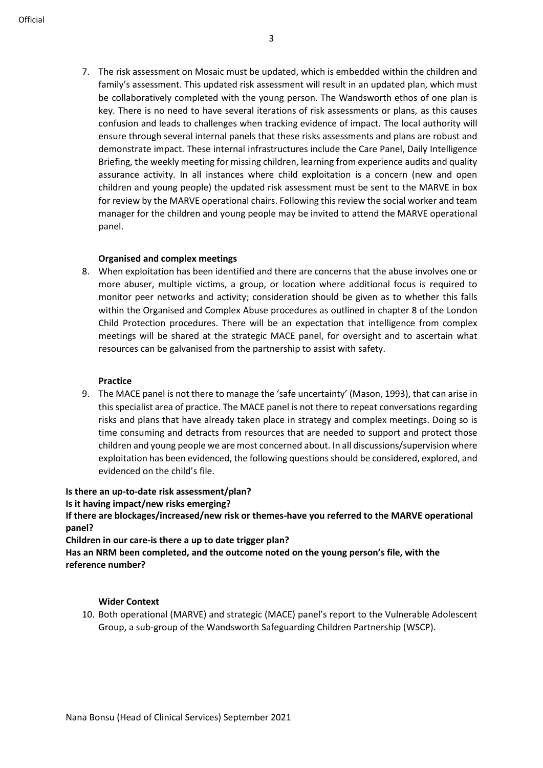7. The risk assessment on Mosaic must be updated, which is embedded within the children and family's assessment. This updated risk assessment will result in an updated plan, which must be collaboratively completed with the young person. The Wandsworth ethos of one plan is key. There is no need to have several iterations of risk assessments or plans, as this causes confusion and leads to challenges when tracking evidence of impact. The local authority will ensure through several internal panels that these risks assessments and plans are robust and demonstrate impact. These internal infrastructures include the Care Panel, Daily Intelligence Briefing, the weekly meeting for missing children, learning from experience audits and quality assurance activity. In all instances where child exploitation is a concern (new and open children and young people) the updated risk assessment must be sent to the MARVE in box for review by the MARVE operational chairs. Following this review the social worker and team manager for the children and young people may be invited to attend the MARVE operational panel.

**Organised and complex meetings**

8. When exploitation has been identified and there are concerns that the abuse involves one or more abuser, multiple victims, a group, or location where additional focus is required to monitor peer networks and activity; consideration should be given as to whether this falls within the Organised and Complex Abuse procedures as outlined in chapter 8 of the London Child Protection procedures. There will be an expectation that intelligence from complex meetings will be shared at the strategic MACE panel, for oversight and to ascertain what resources can be galvanised from the partnership to assist with safety.

**Practice**

9. The MACE panel is not there to manage the 'safe uncertainty' (Mason, 1993), that can arise in this specialist area of practice. The MACE panel is not there to repeat conversations regarding risks and plans that have already taken place in strategy and complex meetings. Doing so is time consuming and detracts from resources that are needed to support and protect those children and young people we are most concerned about. In all discussions/supervision where exploitation has been evidenced, the following questions should be considered, explored, and evidenced on the child's file.

**Is there an up-to-date risk assessment/plan?**
**Is it having impact/new risks emerging?**
**If there are blockages/increased/new risk or themes-have you referred to the MARVE operational panel?**
**Children in our care-is there a up to date trigger plan?**
**Has an NRM been completed, and the outcome noted on the young person's file, with the reference number?**

**Wider Context**

10. Both operational (MARVE) and strategic (MACE) panel's report to the Vulnerable Adolescent Group, a sub-group of the Wandsworth Safeguarding Children Partnership (WSCP).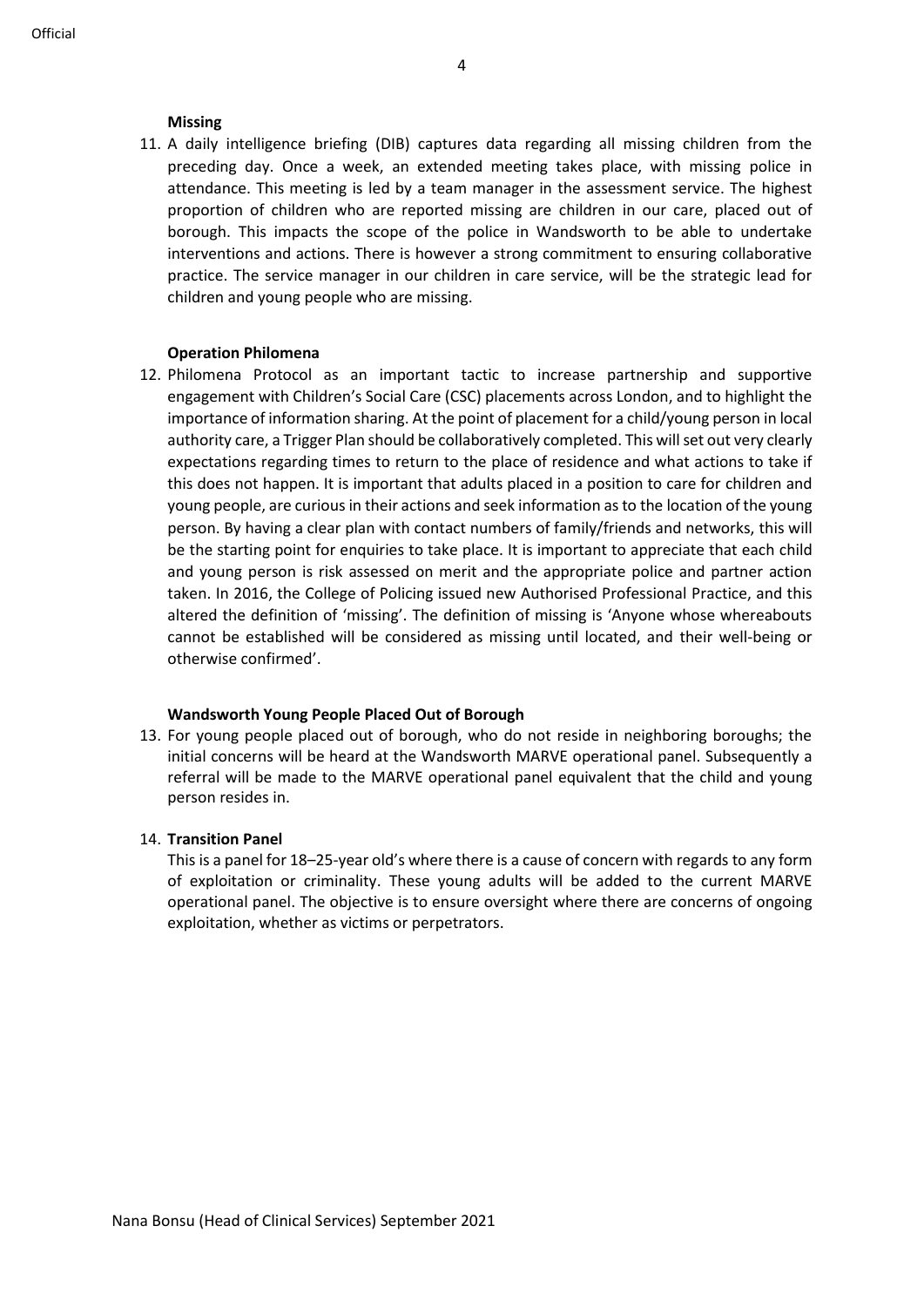**Missing**

11. A daily intelligence briefing (DIB) captures data regarding all missing children from the preceding day. Once a week, an extended meeting takes place, with missing police in attendance. This meeting is led by a team manager in the assessment service. The highest proportion of children who are reported missing are children in our care, placed out of borough. This impacts the scope of the police in Wandsworth to be able to undertake interventions and actions. There is however a strong commitment to ensuring collaborative practice. The service manager in our children in care service, will be the strategic lead for children and young people who are missing.

**Operation Philomena**

12. Philomena Protocol as an important tactic to increase partnership and supportive engagement with Children's Social Care (CSC) placements across London, and to highlight the importance of information sharing. At the point of placement for a child/young person in local authority care, a Trigger Plan should be collaboratively completed. This will set out very clearly expectations regarding times to return to the place of residence and what actions to take if this does not happen. It is important that adults placed in a position to care for children and young people, are curious in their actions and seek information as to the location of the young person. By having a clear plan with contact numbers of family/friends and networks, this will be the starting point for enquiries to take place. It is important to appreciate that each child and young person is risk assessed on merit and the appropriate police and partner action taken. In 2016, the College of Policing issued new Authorised Professional Practice, and this altered the definition of 'missing'. The definition of missing is 'Anyone whose whereabouts cannot be established will be considered as missing until located, and their well-being or otherwise confirmed'.

**Wandsworth Young People Placed Out of Borough**

13. For young people placed out of borough, who do not reside in neighboring boroughs; the initial concerns will be heard at the Wandsworth MARVE operational panel. Subsequently a referral will be made to the MARVE operational panel equivalent that the child and young person resides in.

14. **Transition Panel**

    This is a panel for 18–25-year old's where there is a cause of concern with regards to any form of exploitation or criminality. These young adults will be added to the current MARVE operational panel. The objective is to ensure oversight where there are concerns of ongoing exploitation, whether as victims or perpetrators.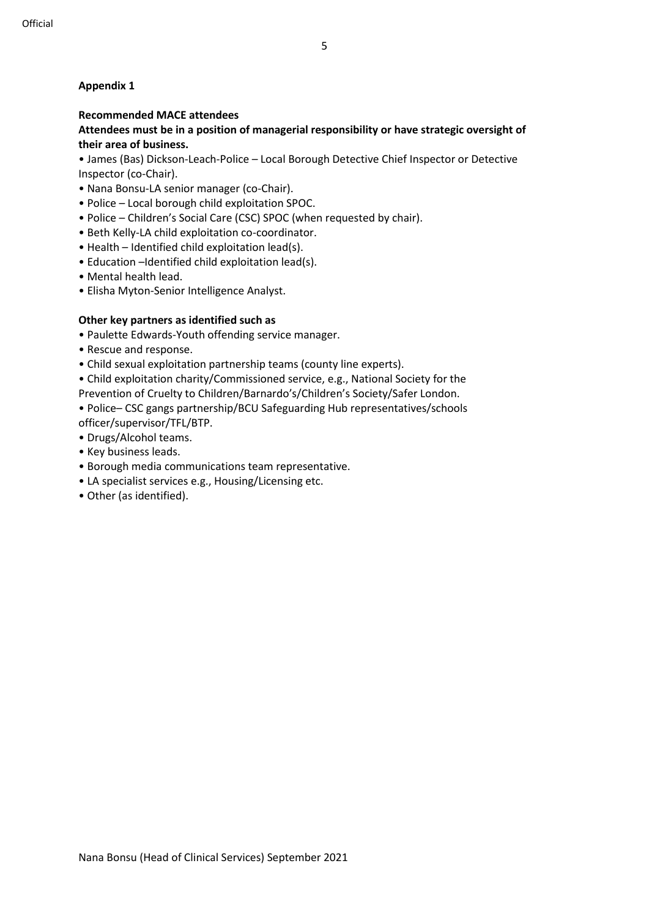**Appendix 1**

**Recommended MACE attendees**

**Attendees must be in a position of managerial responsibility or have strategic oversight of their area of business.**

- James (Bas) Dickson-Leach-Police – Local Borough Detective Chief Inspector or Detective Inspector (co-Chair).
- Nana Bonsu-LA senior manager (co-Chair).
- Police – Local borough child exploitation SPOC.
- Police – Children's Social Care (CSC) SPOC (when requested by chair).
- Beth Kelly-LA child exploitation co-coordinator.
- Health – Identified child exploitation lead(s).
- Education –Identified child exploitation lead(s).
- Mental health lead.
- Elisha Myton-Senior Intelligence Analyst.

**Other key partners as identified such as**

- Paulette Edwards-Youth offending service manager.
- Rescue and response.
- Child sexual exploitation partnership teams (county line experts).
- Child exploitation charity/Commissioned service, e.g., National Society for the Prevention of Cruelty to Children/Barnardo's/Children's Society/Safer London.
- Police– CSC gangs partnership/BCU Safeguarding Hub representatives/schools officer/supervisor/TFL/BTP.
- Drugs/Alcohol teams.
- Key business leads.
- Borough media communications team representative.
- LA specialist services e.g., Housing/Licensing etc.
- Other (as identified).

Nana Bonsu (Head of Clinical Services) September 2021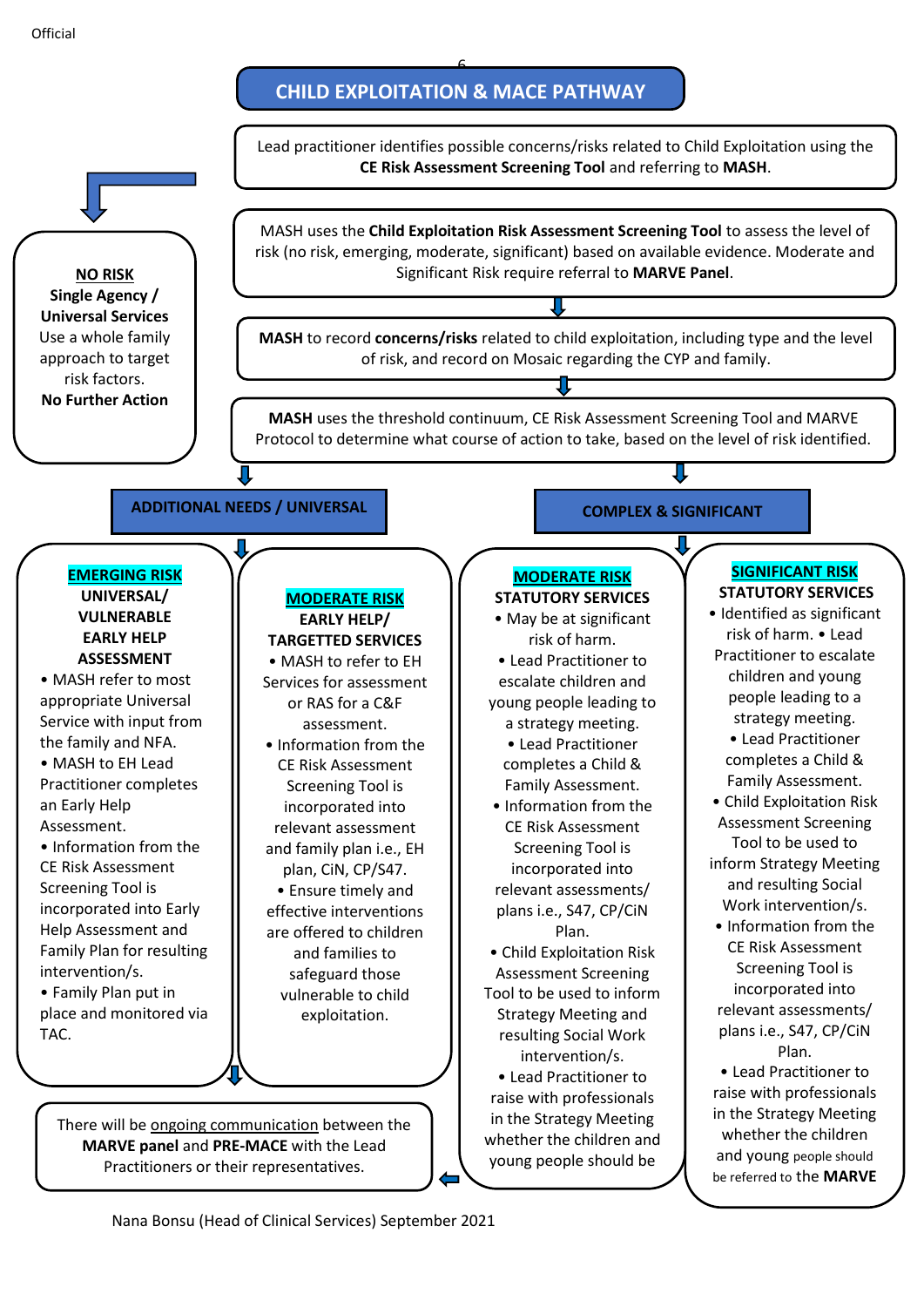# CHILD EXPLOITATION & MACE PATHWAY

Lead practitioner identifies possible concerns/risks related to Child Exploitation using the **CE Risk Assessment Screening Tool** and referring to **MASH**.

MASH uses the **Child Exploitation Risk Assessment Screening Tool** to assess the level of risk (no risk, emerging, moderate, significant) based on available evidence. Moderate and Significant Risk require referral to **MARVE Panel**.

**NO RISK**
**Single Agency / Universal Services**
Use a whole family approach to target risk factors.
**No Further Action**

**MASH** to record **concerns/risks** related to child exploitation, including type and the level of risk, and record on Mosaic regarding the CYP and family.

**MASH** uses the threshold continuum, CE Risk Assessment Screening Tool and MARVE Protocol to determine what course of action to take, based on the level of risk identified.

## ADDITIONAL NEEDS / UNIVERSAL

**EMERGING RISK**
**UNIVERSAL/ VULNERABLE EARLY HELP ASSESSMENT**

- MASH refer to most appropriate Universal Service with input from the family and NFA.
- MASH to EH Lead Practitioner completes an Early Help Assessment.
- Information from the CE Risk Assessment Screening Tool is incorporated into Early Help Assessment and Family Plan for resulting intervention/s.
- Family Plan put in place and monitored via TAC.

**MODERATE RISK**
**EARLY HELP/ TARGETTED SERVICES**

- MASH to refer to EH Services for assessment or RAS for a C&F assessment.
- Information from the CE Risk Assessment Screening Tool is incorporated into relevant assessment and family plan i.e., EH plan, CiN, CP/S47.
- Ensure timely and effective interventions are offered to children and families to safeguard those vulnerable to child exploitation.

## COMPLEX & SIGNIFICANT

**MODERATE RISK**
**STATUTORY SERVICES**

- May be at significant risk of harm.
- Lead Practitioner to escalate children and young people leading to a strategy meeting.
- Lead Practitioner completes a Child & Family Assessment.
- Information from the CE Risk Assessment Screening Tool is incorporated into relevant assessments/ plans i.e., S47, CP/CiN Plan.
- Child Exploitation Risk Assessment Screening Tool to be used to inform Strategy Meeting and resulting Social Work intervention/s.
- Lead Practitioner to raise with professionals in the Strategy Meeting whether the children and young people should be

**SIGNIFICANT RISK**
**STATUTORY SERVICES**

- Identified as significant risk of harm.
- Lead Practitioner to escalate children and young people leading to a strategy meeting.
- Lead Practitioner completes a Child & Family Assessment.
- Child Exploitation Risk Assessment Screening Tool to be used to inform Strategy Meeting and resulting Social Work intervention/s.
- Information from the CE Risk Assessment Screening Tool is incorporated into relevant assessments/ plans i.e., S47, CP/CiN Plan.
- Lead Practitioner to raise with professionals in the Strategy Meeting whether the children and young people should be referred to the **MARVE**

There will be ongoing communication between the **MARVE panel** and **PRE-MACE** with the Lead Practitioners or their representatives.

Nana Bonsu (Head of Clinical Services) September 2021